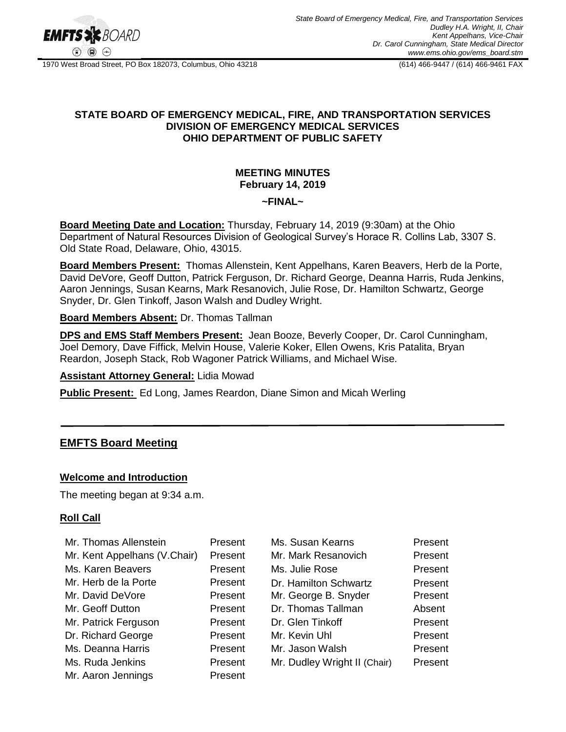*State Board of Emergency Medical, Fire, and Transportation Services*
*Dudley H.A. Wright, II, Chair*
*Kent Appelhans, Vice-Chair*
*Dr. Carol Cunningham, State Medical Director*
*www.ems.ohio.gov/ems_board.stm*

1970 West Broad Street, PO Box 182073, Columbus, Ohio 43218 (614) 466-9447 / (614) 466-9461 FAX

**STATE BOARD OF EMERGENCY MEDICAL, FIRE, AND TRANSPORTATION SERVICES**
**DIVISION OF EMERGENCY MEDICAL SERVICES**
**OHIO DEPARTMENT OF PUBLIC SAFETY**

**MEETING MINUTES**
**February 14, 2019**

**~FINAL~**

**Board Meeting Date and Location:** Thursday, February 14, 2019 (9:30am) at the Ohio Department of Natural Resources Division of Geological Survey's Horace R. Collins Lab, 3307 S. Old State Road, Delaware, Ohio, 43015.

**Board Members Present:** Thomas Allenstein, Kent Appelhans, Karen Beavers, Herb de la Porte, David DeVore, Geoff Dutton, Patrick Ferguson, Dr. Richard George, Deanna Harris, Ruda Jenkins, Aaron Jennings, Susan Kearns, Mark Resanovich, Julie Rose, Dr. Hamilton Schwartz, George Snyder, Dr. Glen Tinkoff, Jason Walsh and Dudley Wright.

**Board Members Absent:** Dr. Thomas Tallman

**DPS and EMS Staff Members Present:** Jean Booze, Beverly Cooper, Dr. Carol Cunningham, Joel Demory, Dave Fiffick, Melvin House, Valerie Koker, Ellen Owens, Kris Patalita, Bryan Reardon, Joseph Stack, Rob Wagoner Patrick Williams, and Michael Wise.

**Assistant Attorney General:** Lidia Mowad

**Public Present:** Ed Long, James Reardon, Diane Simon and Micah Werling

## EMFTS Board Meeting

### Welcome and Introduction

The meeting began at 9:34 a.m.

### Roll Call

| | | | |
|---|---|---|---|
| Mr. Thomas Allenstein | Present | Ms. Susan Kearns | Present |
| Mr. Kent Appelhans (V.Chair) | Present | Mr. Mark Resanovich | Present |
| Ms. Karen Beavers | Present | Ms. Julie Rose | Present |
| Mr. Herb de la Porte | Present | Dr. Hamilton Schwartz | Present |
| Mr. David DeVore | Present | Mr. George B. Snyder | Present |
| Mr. Geoff Dutton | Present | Dr. Thomas Tallman | Absent |
| Mr. Patrick Ferguson | Present | Dr. Glen Tinkoff | Present |
| Dr. Richard George | Present | Mr. Kevin Uhl | Present |
| Ms. Deanna Harris | Present | Mr. Jason Walsh | Present |
| Ms. Ruda Jenkins | Present | Mr. Dudley Wright II (Chair) | Present |
| Mr. Aaron Jennings | Present | | |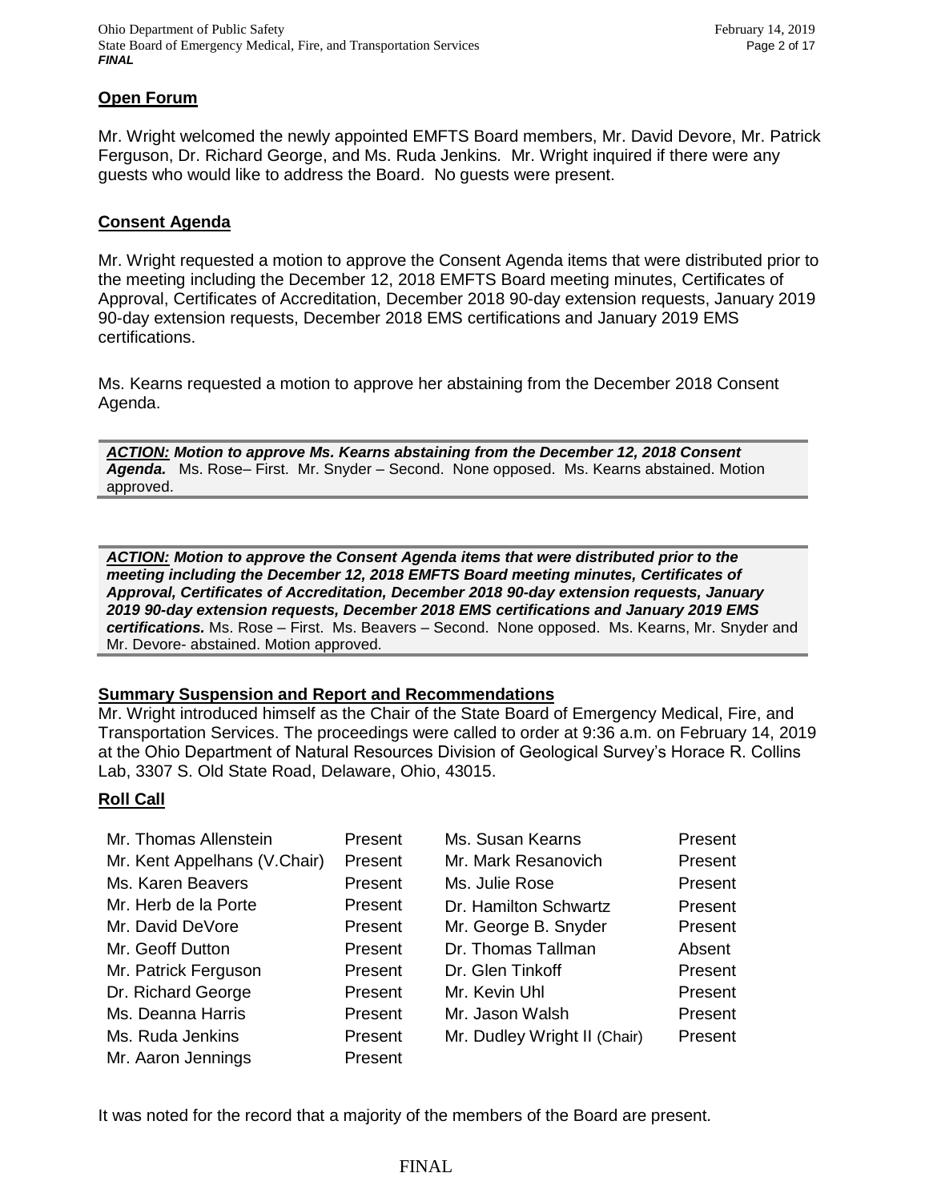## Open Forum

Mr. Wright welcomed the newly appointed EMFTS Board members, Mr. David Devore, Mr. Patrick Ferguson, Dr. Richard George, and Ms. Ruda Jenkins. Mr. Wright inquired if there were any guests who would like to address the Board. No guests were present.

## Consent Agenda

Mr. Wright requested a motion to approve the Consent Agenda items that were distributed prior to the meeting including the December 12, 2018 EMFTS Board meeting minutes, Certificates of Approval, Certificates of Accreditation, December 2018 90-day extension requests, January 2019 90-day extension requests, December 2018 EMS certifications and January 2019 EMS certifications.

Ms. Kearns requested a motion to approve her abstaining from the December 2018 Consent Agenda.

***ACTION:* Motion to approve Ms. Kearns abstaining from the December 12, 2018 Consent Agenda.** Ms. Rose– First. Mr. Snyder – Second. None opposed. Ms. Kearns abstained. Motion approved.

***ACTION:* Motion to approve the Consent Agenda items that were distributed prior to the meeting including the December 12, 2018 EMFTS Board meeting minutes, Certificates of Approval, Certificates of Accreditation, December 2018 90-day extension requests, January 2019 90-day extension requests, December 2018 EMS certifications and January 2019 EMS certifications.** Ms. Rose – First. Ms. Beavers – Second. None opposed. Ms. Kearns, Mr. Snyder and Mr. Devore- abstained. Motion approved.

## Summary Suspension and Report and Recommendations

Mr. Wright introduced himself as the Chair of the State Board of Emergency Medical, Fire, and Transportation Services. The proceedings were called to order at 9:36 a.m. on February 14, 2019 at the Ohio Department of Natural Resources Division of Geological Survey's Horace R. Collins Lab, 3307 S. Old State Road, Delaware, Ohio, 43015.

## Roll Call

| | | | |
|---|---|---|---|
| Mr. Thomas Allenstein | Present | Ms. Susan Kearns | Present |
| Mr. Kent Appelhans (V.Chair) | Present | Mr. Mark Resanovich | Present |
| Ms. Karen Beavers | Present | Ms. Julie Rose | Present |
| Mr. Herb de la Porte | Present | Dr. Hamilton Schwartz | Present |
| Mr. David DeVore | Present | Mr. George B. Snyder | Present |
| Mr. Geoff Dutton | Present | Dr. Thomas Tallman | Absent |
| Mr. Patrick Ferguson | Present | Dr. Glen Tinkoff | Present |
| Dr. Richard George | Present | Mr. Kevin Uhl | Present |
| Ms. Deanna Harris | Present | Mr. Jason Walsh | Present |
| Ms. Ruda Jenkins | Present | Mr. Dudley Wright II (Chair) | Present |
| Mr. Aaron Jennings | Present | | |

It was noted for the record that a majority of the members of the Board are present.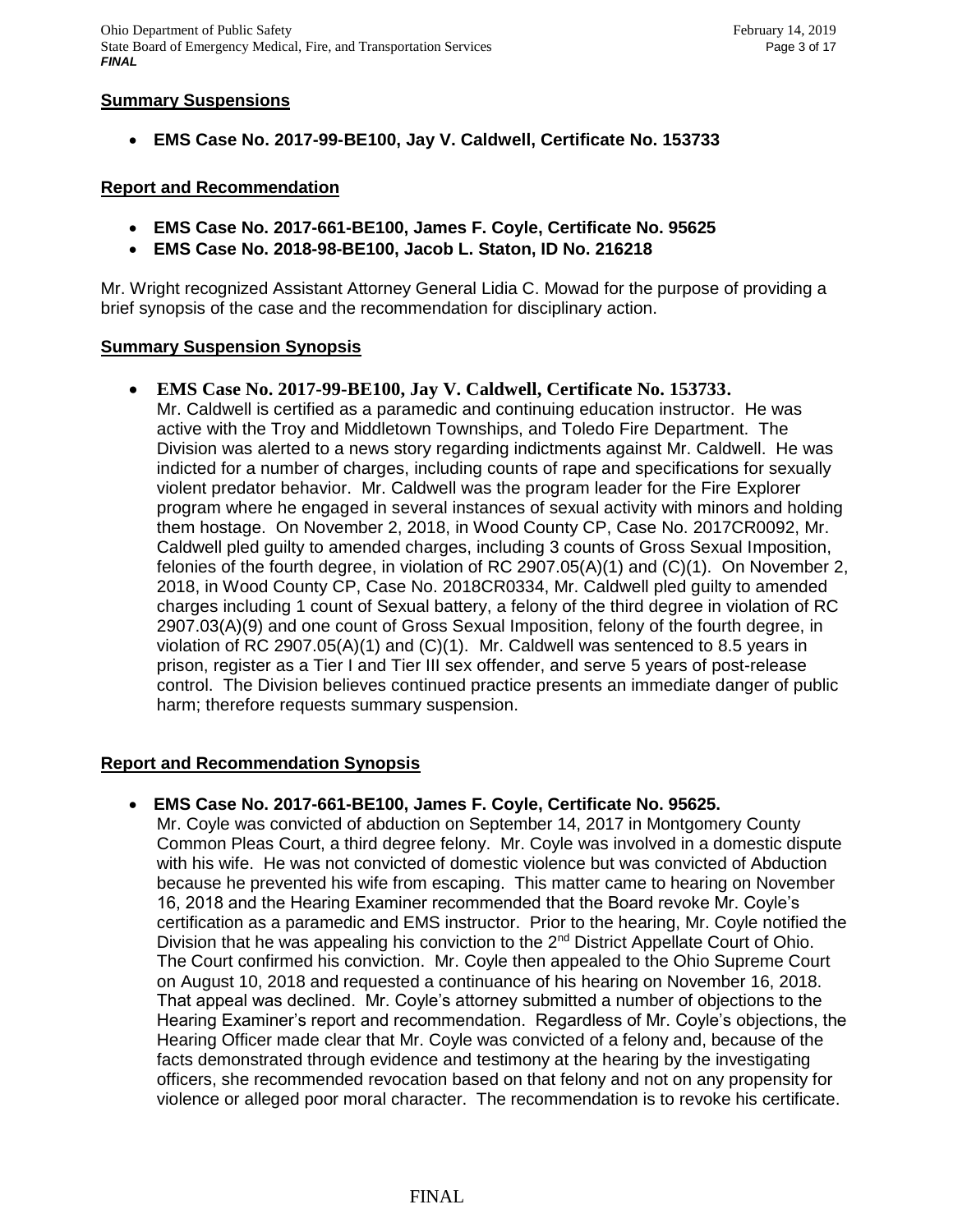**Summary Suspensions**

- **EMS Case No. 2017-99-BE100, Jay V. Caldwell, Certificate No. 153733**

**Report and Recommendation**

- **EMS Case No. 2017-661-BE100, James F. Coyle, Certificate No. 95625**
- **EMS Case No. 2018-98-BE100, Jacob L. Staton, ID No. 216218**

Mr. Wright recognized Assistant Attorney General Lidia C. Mowad for the purpose of providing a brief synopsis of the case and the recommendation for disciplinary action.

**Summary Suspension Synopsis**

- **EMS Case No. 2017-99-BE100, Jay V. Caldwell, Certificate No. 153733.**
  Mr. Caldwell is certified as a paramedic and continuing education instructor. He was active with the Troy and Middletown Townships, and Toledo Fire Department. The Division was alerted to a news story regarding indictments against Mr. Caldwell. He was indicted for a number of charges, including counts of rape and specifications for sexually violent predator behavior. Mr. Caldwell was the program leader for the Fire Explorer program where he engaged in several instances of sexual activity with minors and holding them hostage. On November 2, 2018, in Wood County CP, Case No. 2017CR0092, Mr. Caldwell pled guilty to amended charges, including 3 counts of Gross Sexual Imposition, felonies of the fourth degree, in violation of RC 2907.05(A)(1) and (C)(1). On November 2, 2018, in Wood County CP, Case No. 2018CR0334, Mr. Caldwell pled guilty to amended charges including 1 count of Sexual battery, a felony of the third degree in violation of RC 2907.03(A)(9) and one count of Gross Sexual Imposition, felony of the fourth degree, in violation of RC 2907.05(A)(1) and (C)(1). Mr. Caldwell was sentenced to 8.5 years in prison, register as a Tier I and Tier III sex offender, and serve 5 years of post-release control. The Division believes continued practice presents an immediate danger of public harm; therefore requests summary suspension.

**Report and Recommendation Synopsis**

- **EMS Case No. 2017-661-BE100, James F. Coyle, Certificate No. 95625.**
  Mr. Coyle was convicted of abduction on September 14, 2017 in Montgomery County Common Pleas Court, a third degree felony. Mr. Coyle was involved in a domestic dispute with his wife. He was not convicted of domestic violence but was convicted of Abduction because he prevented his wife from escaping. This matter came to hearing on November 16, 2018 and the Hearing Examiner recommended that the Board revoke Mr. Coyle's certification as a paramedic and EMS instructor. Prior to the hearing, Mr. Coyle notified the Division that he was appealing his conviction to the 2nd District Appellate Court of Ohio. The Court confirmed his conviction. Mr. Coyle then appealed to the Ohio Supreme Court on August 10, 2018 and requested a continuance of his hearing on November 16, 2018. That appeal was declined. Mr. Coyle's attorney submitted a number of objections to the Hearing Examiner's report and recommendation. Regardless of Mr. Coyle's objections, the Hearing Officer made clear that Mr. Coyle was convicted of a felony and, because of the facts demonstrated through evidence and testimony at the hearing by the investigating officers, she recommended revocation based on that felony and not on any propensity for violence or alleged poor moral character. The recommendation is to revoke his certificate.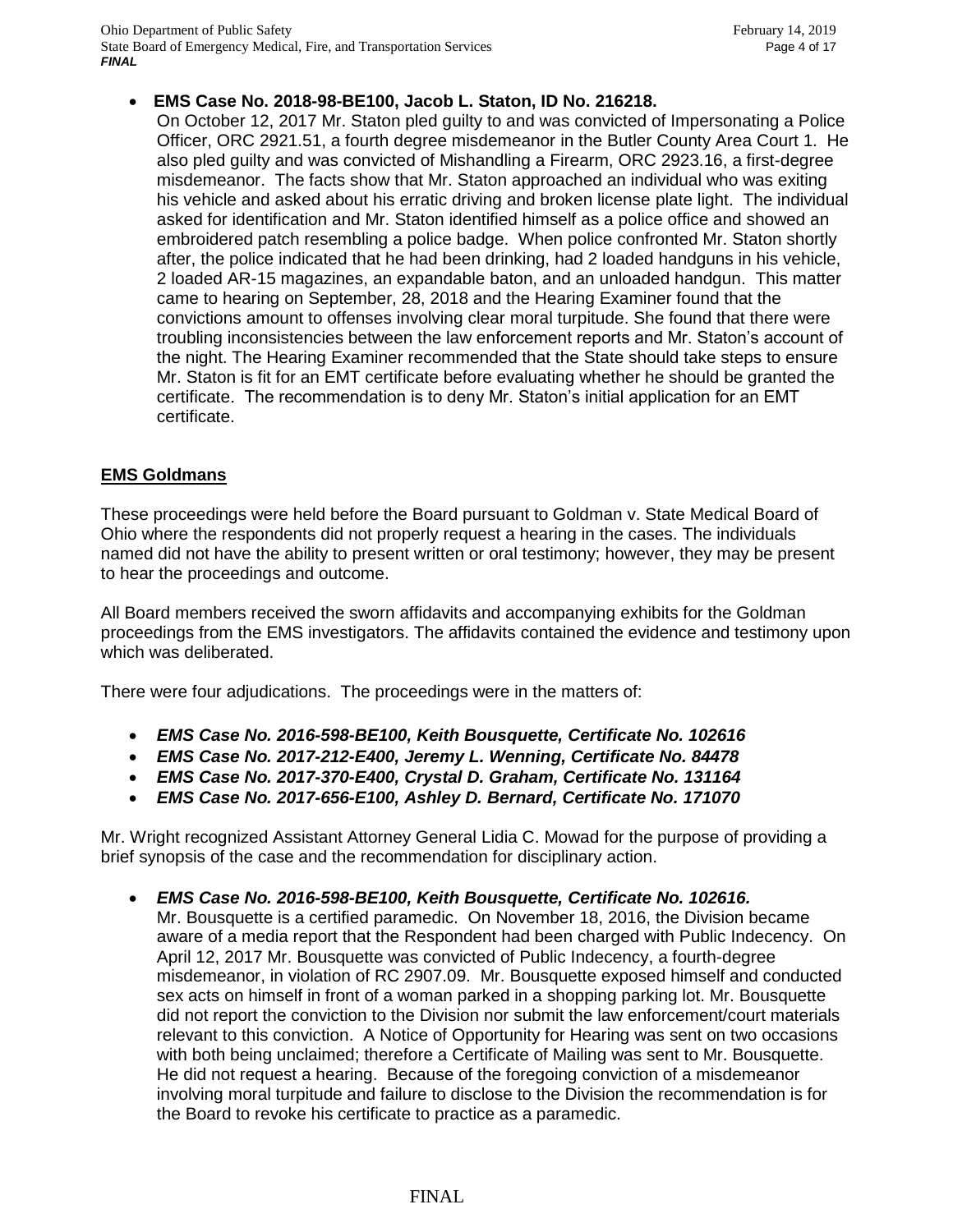- **EMS Case No. 2018-98-BE100, Jacob L. Staton, ID No. 216218.**
  On October 12, 2017 Mr. Staton pled guilty to and was convicted of Impersonating a Police Officer, ORC 2921.51, a fourth degree misdemeanor in the Butler County Area Court 1. He also pled guilty and was convicted of Mishandling a Firearm, ORC 2923.16, a first-degree misdemeanor. The facts show that Mr. Staton approached an individual who was exiting his vehicle and asked about his erratic driving and broken license plate light. The individual asked for identification and Mr. Staton identified himself as a police office and showed an embroidered patch resembling a police badge. When police confronted Mr. Staton shortly after, the police indicated that he had been drinking, had 2 loaded handguns in his vehicle, 2 loaded AR-15 magazines, an expandable baton, and an unloaded handgun. This matter came to hearing on September, 28, 2018 and the Hearing Examiner found that the convictions amount to offenses involving clear moral turpitude. She found that there were troubling inconsistencies between the law enforcement reports and Mr. Staton's account of the night. The Hearing Examiner recommended that the State should take steps to ensure Mr. Staton is fit for an EMT certificate before evaluating whether he should be granted the certificate. The recommendation is to deny Mr. Staton's initial application for an EMT certificate.

**EMS Goldmans**

These proceedings were held before the Board pursuant to Goldman v. State Medical Board of Ohio where the respondents did not properly request a hearing in the cases. The individuals named did not have the ability to present written or oral testimony; however, they may be present to hear the proceedings and outcome.

All Board members received the sworn affidavits and accompanying exhibits for the Goldman proceedings from the EMS investigators. The affidavits contained the evidence and testimony upon which was deliberated.

There were four adjudications. The proceedings were in the matters of:

- ***EMS Case No. 2016-598-BE100, Keith Bousquette, Certificate No. 102616***
- ***EMS Case No. 2017-212-E400, Jeremy L. Wenning, Certificate No. 84478***
- ***EMS Case No. 2017-370-E400, Crystal D. Graham, Certificate No. 131164***
- ***EMS Case No. 2017-656-E100, Ashley D. Bernard, Certificate No. 171070***

Mr. Wright recognized Assistant Attorney General Lidia C. Mowad for the purpose of providing a brief synopsis of the case and the recommendation for disciplinary action.

- ***EMS Case No. 2016-598-BE100, Keith Bousquette, Certificate No. 102616.***
  Mr. Bousquette is a certified paramedic. On November 18, 2016, the Division became aware of a media report that the Respondent had been charged with Public Indecency. On April 12, 2017 Mr. Bousquette was convicted of Public Indecency, a fourth-degree misdemeanor, in violation of RC 2907.09. Mr. Bousquette exposed himself and conducted sex acts on himself in front of a woman parked in a shopping parking lot. Mr. Bousquette did not report the conviction to the Division nor submit the law enforcement/court materials relevant to this conviction. A Notice of Opportunity for Hearing was sent on two occasions with both being unclaimed; therefore a Certificate of Mailing was sent to Mr. Bousquette. He did not request a hearing. Because of the foregoing conviction of a misdemeanor involving moral turpitude and failure to disclose to the Division the recommendation is for the Board to revoke his certificate to practice as a paramedic.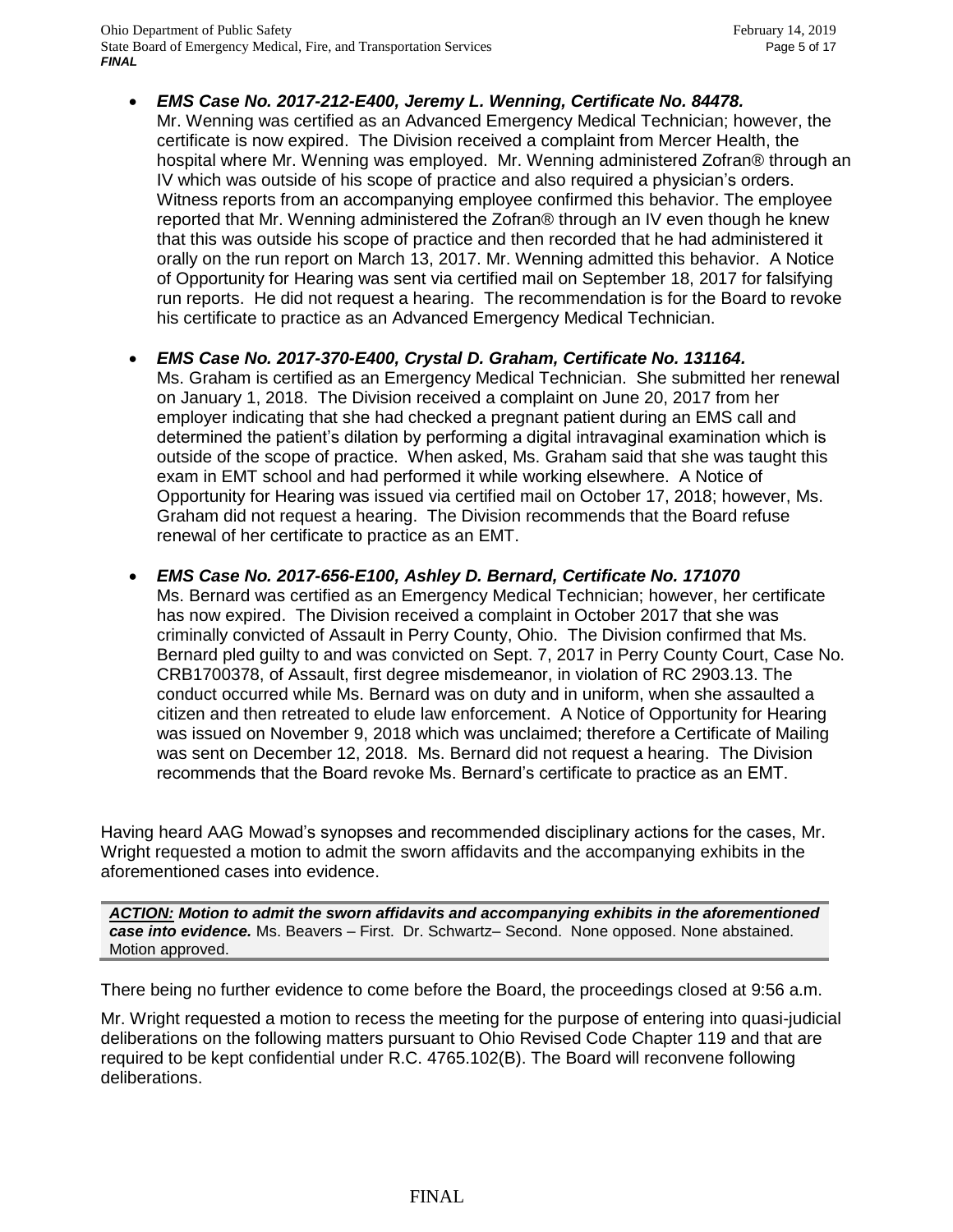- ***EMS Case No. 2017-212-E400, Jeremy L. Wenning, Certificate No. 84478.***
  Mr. Wenning was certified as an Advanced Emergency Medical Technician; however, the certificate is now expired. The Division received a complaint from Mercer Health, the hospital where Mr. Wenning was employed. Mr. Wenning administered Zofran® through an IV which was outside of his scope of practice and also required a physician's orders. Witness reports from an accompanying employee confirmed this behavior. The employee reported that Mr. Wenning administered the Zofran® through an IV even though he knew that this was outside his scope of practice and then recorded that he had administered it orally on the run report on March 13, 2017. Mr. Wenning admitted this behavior. A Notice of Opportunity for Hearing was sent via certified mail on September 18, 2017 for falsifying run reports. He did not request a hearing. The recommendation is for the Board to revoke his certificate to practice as an Advanced Emergency Medical Technician.

- ***EMS Case No. 2017-370-E400, Crystal D. Graham, Certificate No. 131164.***
  Ms. Graham is certified as an Emergency Medical Technician. She submitted her renewal on January 1, 2018. The Division received a complaint on June 20, 2017 from her employer indicating that she had checked a pregnant patient during an EMS call and determined the patient's dilation by performing a digital intravaginal examination which is outside of the scope of practice. When asked, Ms. Graham said that she was taught this exam in EMT school and had performed it while working elsewhere. A Notice of Opportunity for Hearing was issued via certified mail on October 17, 2018; however, Ms. Graham did not request a hearing. The Division recommends that the Board refuse renewal of her certificate to practice as an EMT.

- ***EMS Case No. 2017-656-E100, Ashley D. Bernard, Certificate No. 171070***
  Ms. Bernard was certified as an Emergency Medical Technician; however, her certificate has now expired. The Division received a complaint in October 2017 that she was criminally convicted of Assault in Perry County, Ohio. The Division confirmed that Ms. Bernard pled guilty to and was convicted on Sept. 7, 2017 in Perry County Court, Case No. CRB1700378, of Assault, first degree misdemeanor, in violation of RC 2903.13. The conduct occurred while Ms. Bernard was on duty and in uniform, when she assaulted a citizen and then retreated to elude law enforcement. A Notice of Opportunity for Hearing was issued on November 9, 2018 which was unclaimed; therefore a Certificate of Mailing was sent on December 12, 2018. Ms. Bernard did not request a hearing. The Division recommends that the Board revoke Ms. Bernard's certificate to practice as an EMT.

Having heard AAG Mowad's synopses and recommended disciplinary actions for the cases, Mr. Wright requested a motion to admit the sworn affidavits and the accompanying exhibits in the aforementioned cases into evidence.

***ACTION:*** ***Motion to admit the sworn affidavits and accompanying exhibits in the aforementioned case into evidence.*** Ms. Beavers – First. Dr. Schwartz– Second. None opposed. None abstained. Motion approved.

There being no further evidence to come before the Board, the proceedings closed at 9:56 a.m.

Mr. Wright requested a motion to recess the meeting for the purpose of entering into quasi-judicial deliberations on the following matters pursuant to Ohio Revised Code Chapter 119 and that are required to be kept confidential under R.C. 4765.102(B). The Board will reconvene following deliberations.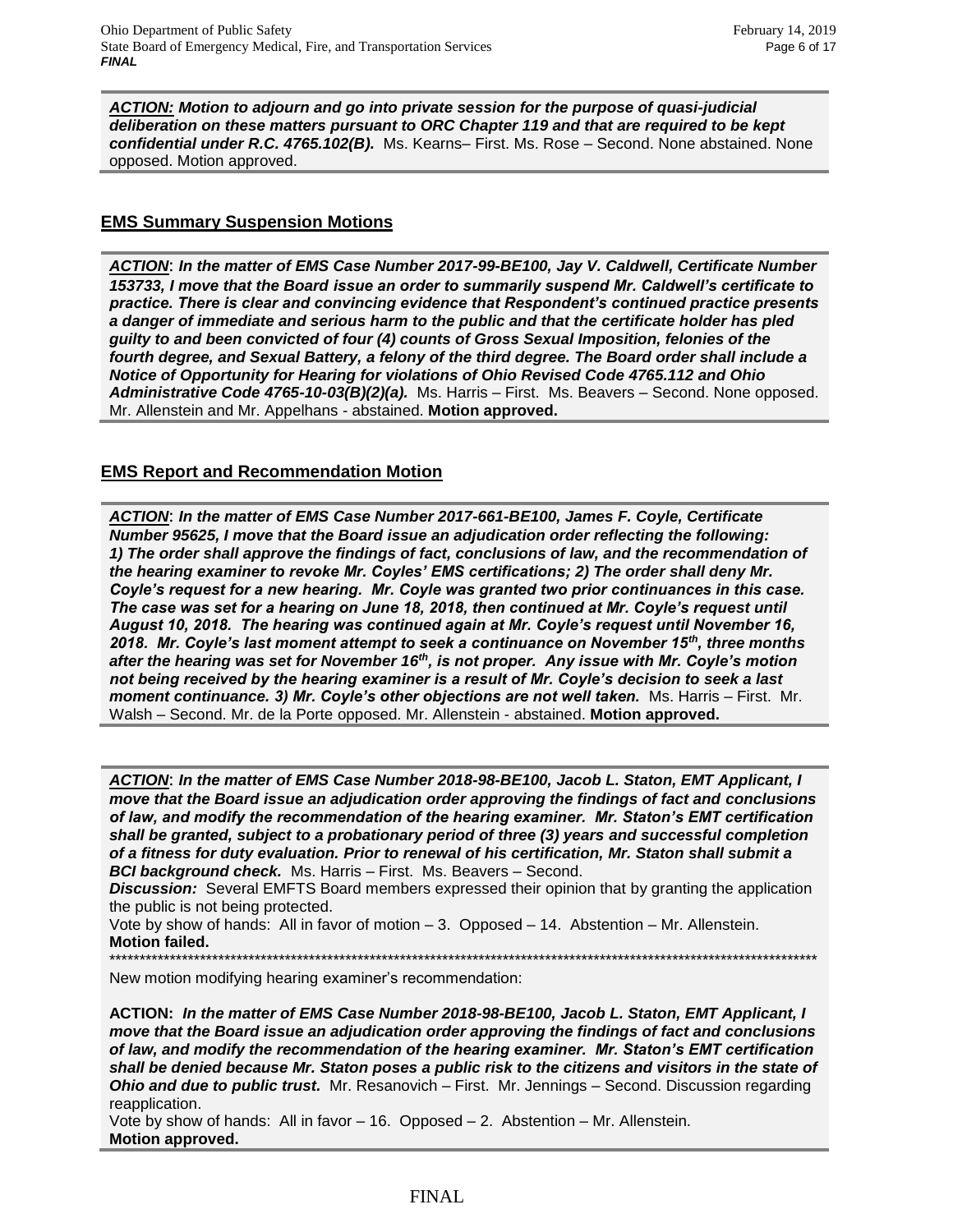***ACTION:*** ***Motion to adjourn and go into private session for the purpose of quasi-judicial deliberation on these matters pursuant to ORC Chapter 119 and that are required to be kept confidential under R.C. 4765.102(B).*** Ms. Kearns– First. Ms. Rose – Second. None abstained. None opposed. Motion approved.

## EMS Summary Suspension Motions

***ACTION*****:** ***In the matter of EMS Case Number 2017-99-BE100, Jay V. Caldwell, Certificate Number 153733, I move that the Board issue an order to summarily suspend Mr. Caldwell's certificate to practice. There is clear and convincing evidence that Respondent's continued practice presents a danger of immediate and serious harm to the public and that the certificate holder has pled guilty to and been convicted of four (4) counts of Gross Sexual Imposition, felonies of the fourth degree, and Sexual Battery, a felony of the third degree. The Board order shall include a Notice of Opportunity for Hearing for violations of Ohio Revised Code 4765.112 and Ohio Administrative Code 4765-10-03(B)(2)(a).*** Ms. Harris – First. Ms. Beavers – Second. None opposed. Mr. Allenstein and Mr. Appelhans - abstained. **Motion approved.**

## EMS Report and Recommendation Motion

***ACTION*****:** ***In the matter of EMS Case Number 2017-661-BE100, James F. Coyle, Certificate Number 95625, I move that the Board issue an adjudication order reflecting the following: 1) The order shall approve the findings of fact, conclusions of law, and the recommendation of the hearing examiner to revoke Mr. Coyles' EMS certifications; 2) The order shall deny Mr. Coyle's request for a new hearing. Mr. Coyle was granted two prior continuances in this case. The case was set for a hearing on June 18, 2018, then continued at Mr. Coyle's request until August 10, 2018. The hearing was continued again at Mr. Coyle's request until November 16, 2018. Mr. Coyle's last moment attempt to seek a continuance on November 15th, three months after the hearing was set for November 16th, is not proper. Any issue with Mr. Coyle's motion not being received by the hearing examiner is a result of Mr. Coyle's decision to seek a last moment continuance. 3) Mr. Coyle's other objections are not well taken.*** Ms. Harris – First. Mr. Walsh – Second. Mr. de la Porte opposed. Mr. Allenstein - abstained. **Motion approved.**

***ACTION*****:** ***In the matter of EMS Case Number 2018-98-BE100, Jacob L. Staton, EMT Applicant, I move that the Board issue an adjudication order approving the findings of fact and conclusions of law, and modify the recommendation of the hearing examiner. Mr. Staton's EMT certification shall be granted, subject to a probationary period of three (3) years and successful completion of a fitness for duty evaluation. Prior to renewal of his certification, Mr. Staton shall submit a BCI background check.*** Ms. Harris – First. Ms. Beavers – Second.

***Discussion:*** Several EMFTS Board members expressed their opinion that by granting the application the public is not being protected.

Vote by show of hands: All in favor of motion – 3. Opposed – 14. Abstention – Mr. Allenstein.

**Motion failed.**

*************************************************************************************************************************

New motion modifying hearing examiner's recommendation:

**ACTION:** ***In the matter of EMS Case Number 2018-98-BE100, Jacob L. Staton, EMT Applicant, I move that the Board issue an adjudication order approving the findings of fact and conclusions of law, and modify the recommendation of the hearing examiner. Mr. Staton's EMT certification shall be denied because Mr. Staton poses a public risk to the citizens and visitors in the state of Ohio and due to public trust.*** Mr. Resanovich – First. Mr. Jennings – Second. Discussion regarding reapplication.

Vote by show of hands: All in favor – 16. Opposed – 2. Abstention – Mr. Allenstein.

**Motion approved.**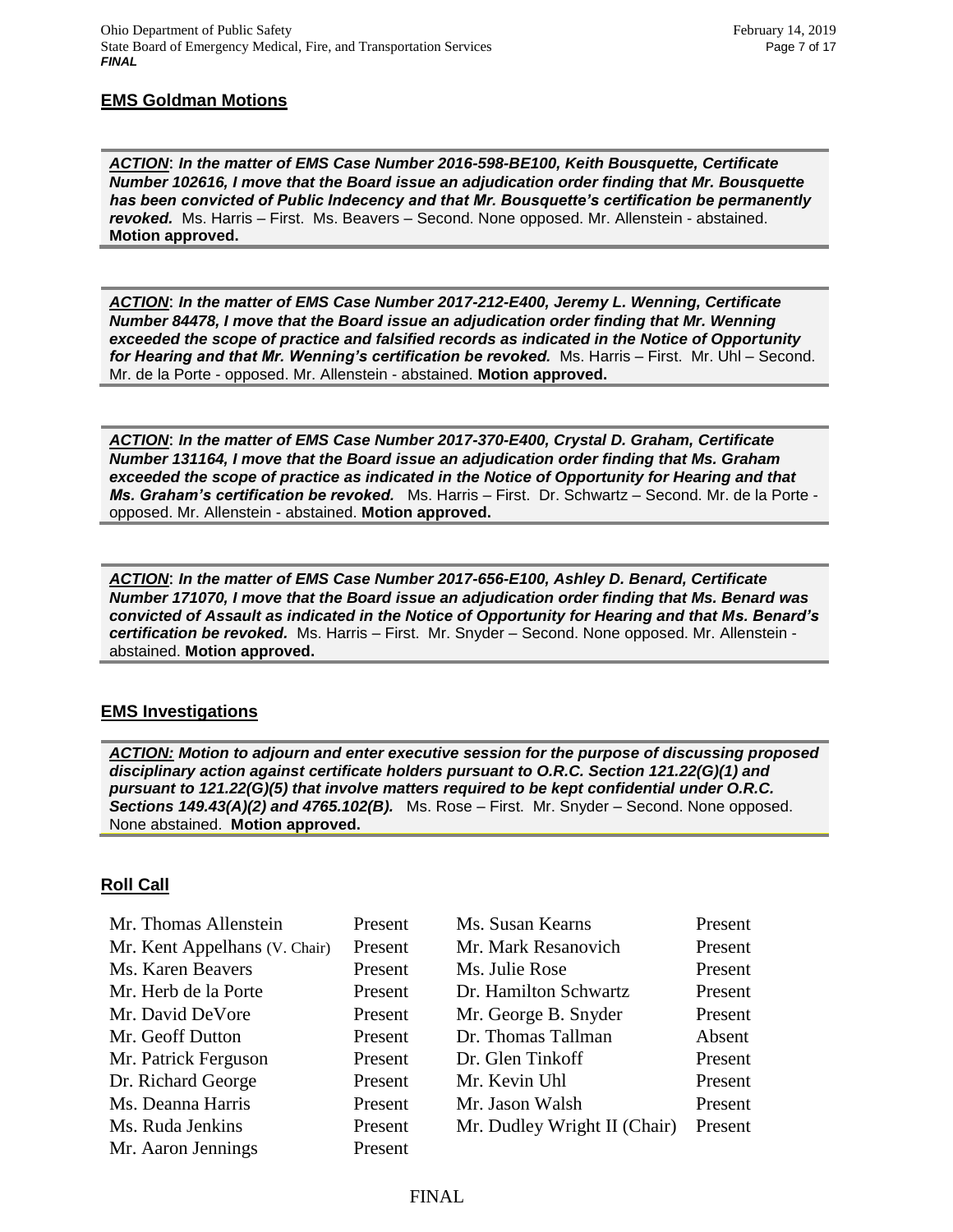## EMS Goldman Motions

***ACTION*: *In the matter of EMS Case Number 2016-598-BE100, Keith Bousquette, Certificate Number 102616, I move that the Board issue an adjudication order finding that Mr. Bousquette has been convicted of Public Indecency and that Mr. Bousquette's certification be permanently revoked.*** Ms. Harris – First. Ms. Beavers – Second. None opposed. Mr. Allenstein - abstained. **Motion approved.**

***ACTION*: *In the matter of EMS Case Number 2017-212-E400, Jeremy L. Wenning, Certificate Number 84478, I move that the Board issue an adjudication order finding that Mr. Wenning exceeded the scope of practice and falsified records as indicated in the Notice of Opportunity for Hearing and that Mr. Wenning's certification be revoked.*** Ms. Harris – First. Mr. Uhl – Second. Mr. de la Porte - opposed. Mr. Allenstein - abstained. **Motion approved.**

***ACTION*: *In the matter of EMS Case Number 2017-370-E400, Crystal D. Graham, Certificate Number 131164, I move that the Board issue an adjudication order finding that Ms. Graham exceeded the scope of practice as indicated in the Notice of Opportunity for Hearing and that Ms. Graham's certification be revoked.*** Ms. Harris – First. Dr. Schwartz – Second. Mr. de la Porte - opposed. Mr. Allenstein - abstained. **Motion approved.**

***ACTION*: *In the matter of EMS Case Number 2017-656-E100, Ashley D. Benard, Certificate Number 171070, I move that the Board issue an adjudication order finding that Ms. Benard was convicted of Assault as indicated in the Notice of Opportunity for Hearing and that Ms. Benard's certification be revoked.*** Ms. Harris – First. Mr. Snyder – Second. None opposed. Mr. Allenstein - abstained. **Motion approved.**

## EMS Investigations

***ACTION:* *Motion to adjourn and enter executive session for the purpose of discussing proposed disciplinary action against certificate holders pursuant to O.R.C. Section 121.22(G)(1) and pursuant to 121.22(G)(5) that involve matters required to be kept confidential under O.R.C. Sections 149.43(A)(2) and 4765.102(B).*** Ms. Rose – First. Mr. Snyder – Second. None opposed. None abstained. **Motion approved.**

## Roll Call

| | | | |
|---|---|---|---|
| Mr. Thomas Allenstein | Present | Ms. Susan Kearns | Present |
| Mr. Kent Appelhans (V. Chair) | Present | Mr. Mark Resanovich | Present |
| Ms. Karen Beavers | Present | Ms. Julie Rose | Present |
| Mr. Herb de la Porte | Present | Dr. Hamilton Schwartz | Present |
| Mr. David DeVore | Present | Mr. George B. Snyder | Present |
| Mr. Geoff Dutton | Present | Dr. Thomas Tallman | Absent |
| Mr. Patrick Ferguson | Present | Dr. Glen Tinkoff | Present |
| Dr. Richard George | Present | Mr. Kevin Uhl | Present |
| Ms. Deanna Harris | Present | Mr. Jason Walsh | Present |
| Ms. Ruda Jenkins | Present | Mr. Dudley Wright II (Chair) | Present |
| Mr. Aaron Jennings | Present | | |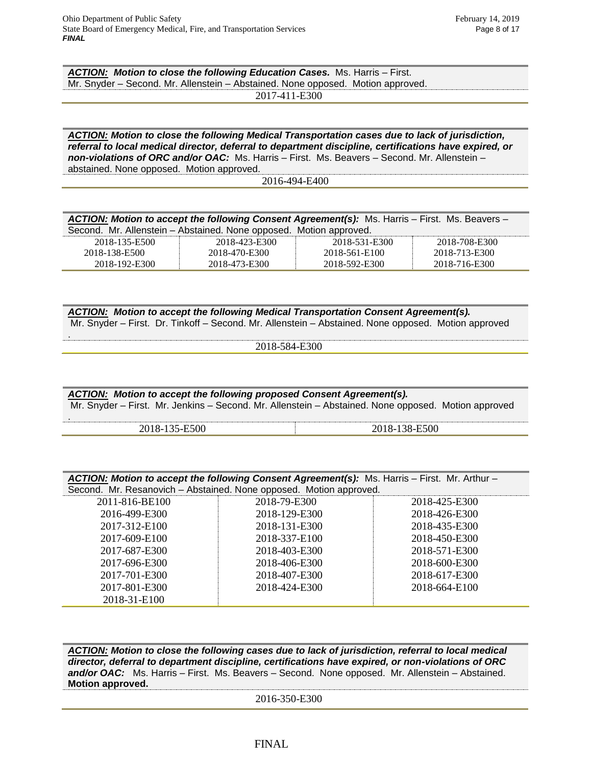***ACTION:*** ***Motion to close the following Education Cases.*** Ms. Harris – First. Mr. Snyder – Second. Mr. Allenstein – Abstained. None opposed. Motion approved.

2017-411-E300

***ACTION:*** ***Motion to close the following Medical Transportation cases due to lack of jurisdiction, referral to local medical director, deferral to department discipline, certifications have expired, or non-violations of ORC and/or OAC:*** Ms. Harris – First. Ms. Beavers – Second. Mr. Allenstein – abstained. None opposed. Motion approved.

2016-494-E400

***ACTION:*** ***Motion to accept the following Consent Agreement(s):*** Ms. Harris – First. Ms. Beavers – Second. Mr. Allenstein – Abstained. None opposed. Motion approved.

| | | | |
|---|---|---|---|
| 2018-135-E500 | 2018-423-E300 | 2018-531-E300 | 2018-708-E300 |
| 2018-138-E500 | 2018-470-E300 | 2018-561-E100 | 2018-713-E300 |
| 2018-192-E300 | 2018-473-E300 | 2018-592-E300 | 2018-716-E300 |

***ACTION:*** ***Motion to accept the following Medical Transportation Consent Agreement(s).*** Mr. Snyder – First. Dr. Tinkoff – Second. Mr. Allenstein – Abstained. None opposed. Motion approved .

2018-584-E300

***ACTION:*** ***Motion to accept the following proposed Consent Agreement(s).*** Mr. Snyder – First. Mr. Jenkins – Second. Mr. Allenstein – Abstained. None opposed. Motion approved .

| | |
|---|---|
| 2018-135-E500 | 2018-138-E500 |

***ACTION:*** ***Motion to accept the following Consent Agreement(s):*** Ms. Harris – First. Mr. Arthur – Second. Mr. Resanovich – Abstained. None opposed. Motion approved.

| | | |
|---|---|---|
| 2011-816-BE100 | 2018-79-E300 | 2018-425-E300 |
| 2016-499-E300 | 2018-129-E300 | 2018-426-E300 |
| 2017-312-E100 | 2018-131-E300 | 2018-435-E300 |
| 2017-609-E100 | 2018-337-E100 | 2018-450-E300 |
| 2017-687-E300 | 2018-403-E300 | 2018-571-E300 |
| 2017-696-E300 | 2018-406-E300 | 2018-600-E300 |
| 2017-701-E300 | 2018-407-E300 | 2018-617-E300 |
| 2017-801-E300 | 2018-424-E300 | 2018-664-E100 |
| 2018-31-E100 | | |

***ACTION:*** ***Motion to close the following cases due to lack of jurisdiction, referral to local medical director, deferral to department discipline, certifications have expired, or non-violations of ORC and/or OAC:*** Ms. Harris – First. Ms. Beavers – Second. None opposed. Mr. Allenstein – Abstained. **Motion approved.**

2016-350-E300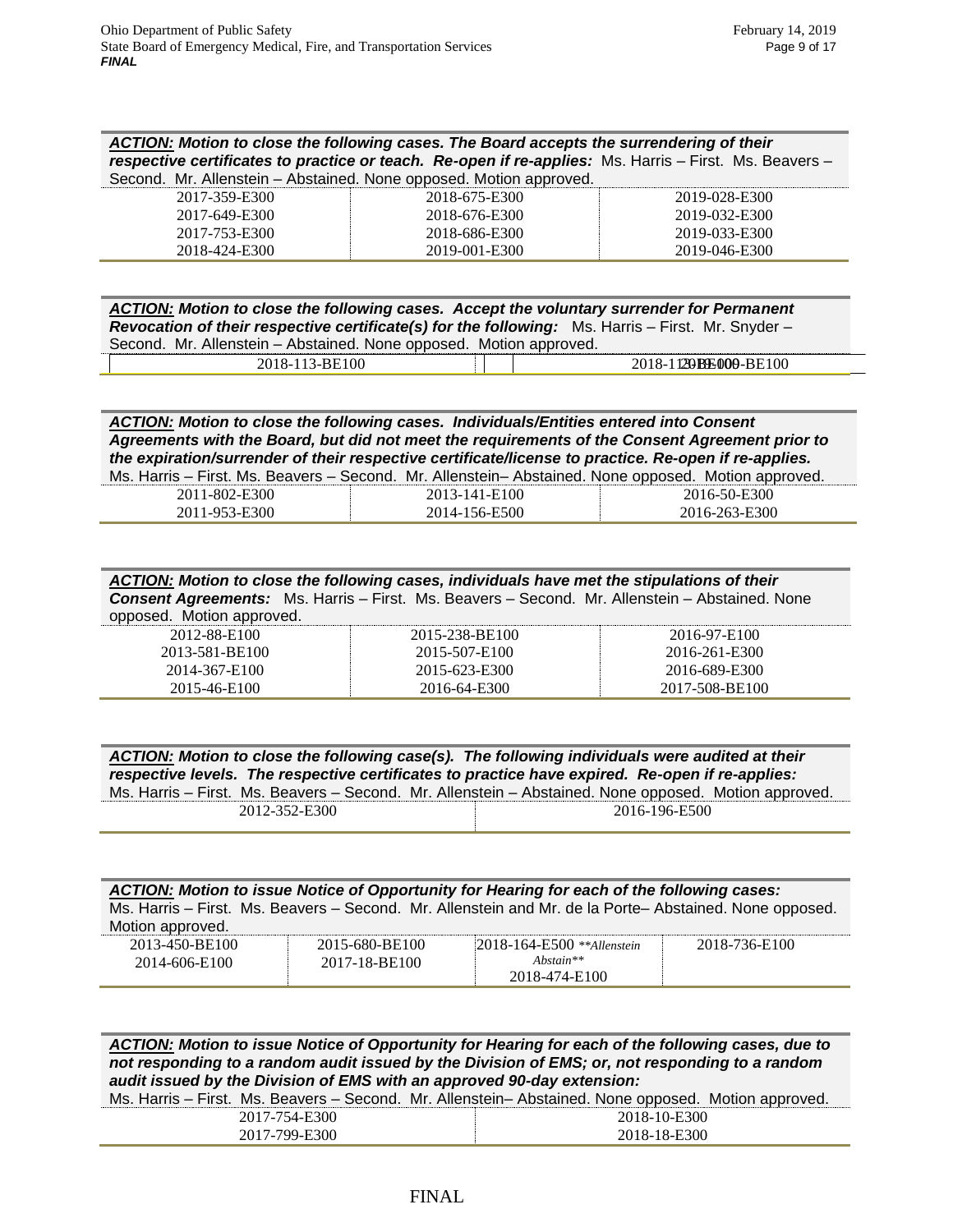**ACTION: Motion to close the following cases. The Board accepts the surrendering of their respective certificates to practice or teach. Re-open if re-applies:** Ms. Harris – First. Ms. Beavers – Second. Mr. Allenstein – Abstained. None opposed. Motion approved.

| | | |
|---|---|---|
| 2017-359-E300 | 2018-675-E300 | 2019-028-E300 |
| 2017-649-E300 | 2018-676-E300 | 2019-032-E300 |
| 2017-753-E300 | 2018-686-E300 | 2019-033-E300 |
| 2018-424-E300 | 2019-001-E300 | 2019-046-E300 |

**ACTION: Motion to close the following cases. Accept the voluntary surrender for Permanent Revocation of their respective certificate(s) for the following:** Ms. Harris – First. Mr. Snyder – Second. Mr. Allenstein – Abstained. None opposed. Motion approved.

| | |
|---|---|
| 2018-113-BE100 | 2018-129-BE100 |

**ACTION: Motion to close the following cases. Individuals/Entities entered into Consent Agreements with the Board, but did not meet the requirements of the Consent Agreement prior to the expiration/surrender of their respective certificate/license to practice. Re-open if re-applies.** Ms. Harris – First. Ms. Beavers – Second. Mr. Allenstein– Abstained. None opposed. Motion approved.

| | | |
|---|---|---|
| 2011-802-E300 | 2013-141-E100 | 2016-50-E300 |
| 2011-953-E300 | 2014-156-E500 | 2016-263-E300 |

**ACTION: Motion to close the following cases, individuals have met the stipulations of their Consent Agreements:** Ms. Harris – First. Ms. Beavers – Second. Mr. Allenstein – Abstained. None opposed. Motion approved.

| | | |
|---|---|---|
| 2012-88-E100 | 2015-238-BE100 | 2016-97-E100 |
| 2013-581-BE100 | 2015-507-E100 | 2016-261-E300 |
| 2014-367-E100 | 2015-623-E300 | 2016-689-E300 |
| 2015-46-E100 | 2016-64-E300 | 2017-508-BE100 |

**ACTION: Motion to close the following case(s). The following individuals were audited at their respective levels. The respective certificates to practice have expired. Re-open if re-applies:** Ms. Harris – First. Ms. Beavers – Second. Mr. Allenstein – Abstained. None opposed. Motion approved.

| | |
|---|---|
| 2012-352-E300 | 2016-196-E500 |

**ACTION: Motion to issue Notice of Opportunity for Hearing for each of the following cases:** Ms. Harris – First. Ms. Beavers – Second. Mr. Allenstein and Mr. de la Porte– Abstained. None opposed. Motion approved.

| | | | |
|---|---|---|---|
| 2013-450-BE100 | 2015-680-BE100 | 2018-164-E500 *\*\*Allenstein Abstain\*\** | 2018-736-E100 |
| 2014-606-E100 | 2017-18-BE100 | 2018-474-E100 | |

**ACTION: Motion to issue Notice of Opportunity for Hearing for each of the following cases, due to not responding to a random audit issued by the Division of EMS; or, not responding to a random audit issued by the Division of EMS with an approved 90-day extension:** Ms. Harris – First. Ms. Beavers – Second. Mr. Allenstein– Abstained. None opposed. Motion approved.

| | |
|---|---|
| 2017-754-E300 | 2018-10-E300 |
| 2017-799-E300 | 2018-18-E300 |

FINAL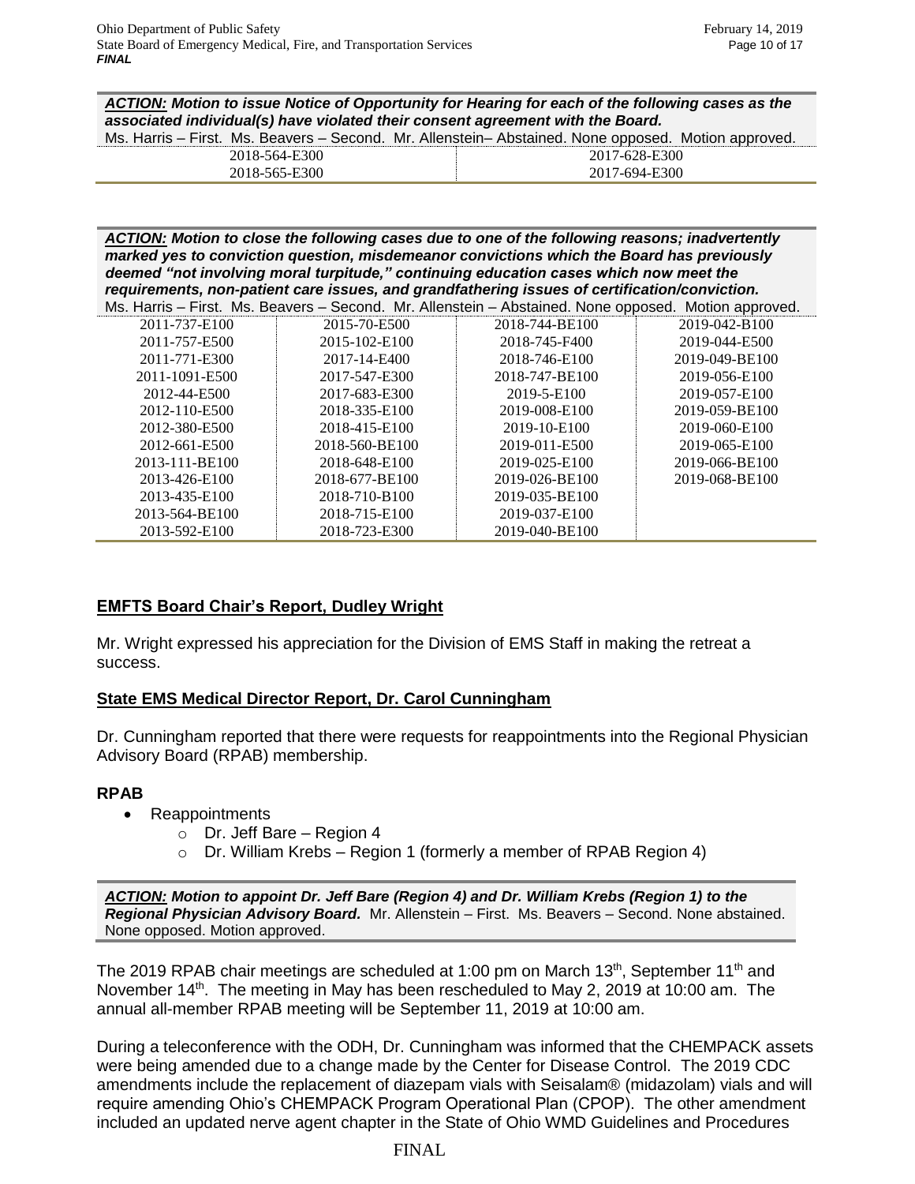***ACTION:*** ***Motion to issue Notice of Opportunity for Hearing for each of the following cases as the associated individual(s) have violated their consent agreement with the Board.***
Ms. Harris – First. Ms. Beavers – Second. Mr. Allenstein– Abstained. None opposed. Motion approved.

| | |
|---|---|
| 2018-564-E300 | 2017-628-E300 |
| 2018-565-E300 | 2017-694-E300 |

***ACTION:*** ***Motion to close the following cases due to one of the following reasons; inadvertently marked yes to conviction question, misdemeanor convictions which the Board has previously deemed "not involving moral turpitude," continuing education cases which now meet the requirements, non-patient care issues, and grandfathering issues of certification/conviction.***
Ms. Harris – First. Ms. Beavers – Second. Mr. Allenstein – Abstained. None opposed. Motion approved.

| | | | |
|---|---|---|---|
| 2011-737-E100 | 2015-70-E500 | 2018-744-BE100 | 2019-042-B100 |
| 2011-757-E500 | 2015-102-E100 | 2018-745-F400 | 2019-044-E500 |
| 2011-771-E300 | 2017-14-E400 | 2018-746-E100 | 2019-049-BE100 |
| 2011-1091-E500 | 2017-547-E300 | 2018-747-BE100 | 2019-056-E100 |
| 2012-44-E500 | 2017-683-E300 | 2019-5-E100 | 2019-057-E100 |
| 2012-110-E500 | 2018-335-E100 | 2019-008-E100 | 2019-059-BE100 |
| 2012-380-E500 | 2018-415-E100 | 2019-10-E100 | 2019-060-E100 |
| 2012-661-E500 | 2018-560-BE100 | 2019-011-E500 | 2019-065-E100 |
| 2013-111-BE100 | 2018-648-E100 | 2019-025-E100 | 2019-066-BE100 |
| 2013-426-E100 | 2018-677-BE100 | 2019-026-BE100 | 2019-068-BE100 |
| 2013-435-E100 | 2018-710-B100 | 2019-035-BE100 | |
| 2013-564-BE100 | 2018-715-E100 | 2019-037-E100 | |
| 2013-592-E100 | 2018-723-E300 | 2019-040-BE100 | |

## **EMFTS Board Chair's Report, Dudley Wright**

Mr. Wright expressed his appreciation for the Division of EMS Staff in making the retreat a success.

## **State EMS Medical Director Report, Dr. Carol Cunningham**

Dr. Cunningham reported that there were requests for reappointments into the Regional Physician Advisory Board (RPAB) membership.

### **RPAB**

- Reappointments
  - Dr. Jeff Bare – Region 4
  - Dr. William Krebs – Region 1 (formerly a member of RPAB Region 4)

***ACTION:*** ***Motion to appoint Dr. Jeff Bare (Region 4) and Dr. William Krebs (Region 1) to the Regional Physician Advisory Board.*** Mr. Allenstein – First. Ms. Beavers – Second. None abstained. None opposed. Motion approved.

The 2019 RPAB chair meetings are scheduled at 1:00 pm on March 13th, September 11th and November 14th. The meeting in May has been rescheduled to May 2, 2019 at 10:00 am. The annual all-member RPAB meeting will be September 11, 2019 at 10:00 am.

During a teleconference with the ODH, Dr. Cunningham was informed that the CHEMPACK assets were being amended due to a change made by the Center for Disease Control. The 2019 CDC amendments include the replacement of diazepam vials with Seisalam® (midazolam) vials and will require amending Ohio's CHEMPACK Program Operational Plan (CPOP). The other amendment included an updated nerve agent chapter in the State of Ohio WMD Guidelines and Procedures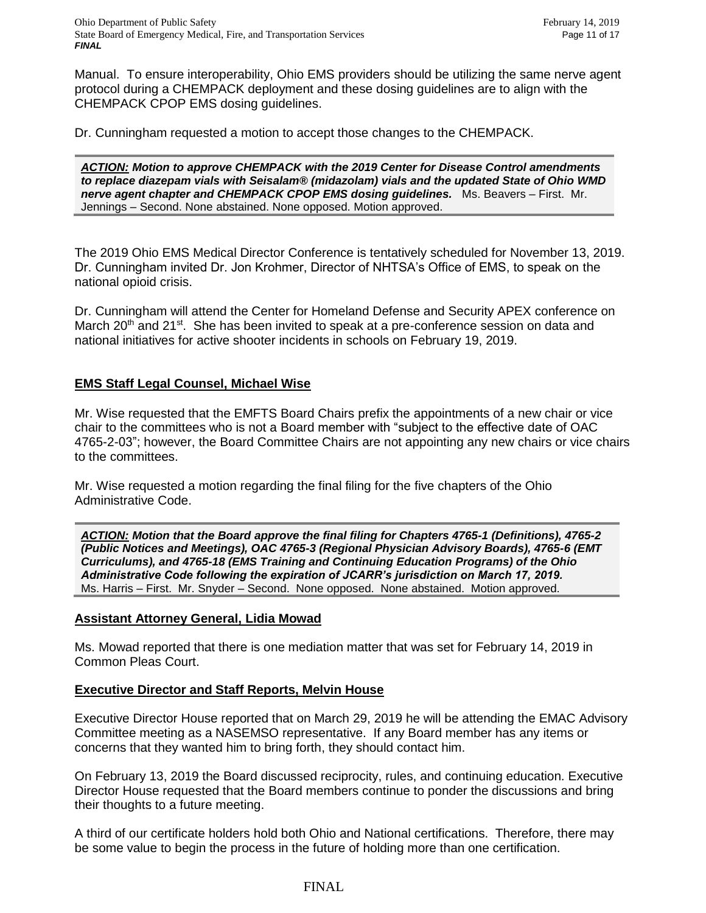Manual. To ensure interoperability, Ohio EMS providers should be utilizing the same nerve agent protocol during a CHEMPACK deployment and these dosing guidelines are to align with the CHEMPACK CPOP EMS dosing guidelines.

Dr. Cunningham requested a motion to accept those changes to the CHEMPACK.

> ***ACTION:* Motion to approve CHEMPACK with the 2019 Center for Disease Control amendments to replace diazepam vials with Seisalam® (midazolam) vials and the updated State of Ohio WMD nerve agent chapter and CHEMPACK CPOP EMS dosing guidelines.** Ms. Beavers – First. Mr. Jennings – Second. None abstained. None opposed. Motion approved.

The 2019 Ohio EMS Medical Director Conference is tentatively scheduled for November 13, 2019. Dr. Cunningham invited Dr. Jon Krohmer, Director of NHTSA's Office of EMS, to speak on the national opioid crisis.

Dr. Cunningham will attend the Center for Homeland Defense and Security APEX conference on March 20th and 21st. She has been invited to speak at a pre-conference session on data and national initiatives for active shooter incidents in schools on February 19, 2019.

## EMS Staff Legal Counsel, Michael Wise

Mr. Wise requested that the EMFTS Board Chairs prefix the appointments of a new chair or vice chair to the committees who is not a Board member with "subject to the effective date of OAC 4765-2-03"; however, the Board Committee Chairs are not appointing any new chairs or vice chairs to the committees.

Mr. Wise requested a motion regarding the final filing for the five chapters of the Ohio Administrative Code.

> ***ACTION:* Motion that the Board approve the final filing for Chapters 4765-1 (Definitions), 4765-2 (Public Notices and Meetings), OAC 4765-3 (Regional Physician Advisory Boards), 4765-6 (EMT Curriculums), and 4765-18 (EMS Training and Continuing Education Programs) of the Ohio Administrative Code following the expiration of JCARR's jurisdiction on March 17, 2019.** Ms. Harris – First. Mr. Snyder – Second. None opposed. None abstained. Motion approved.

## Assistant Attorney General, Lidia Mowad

Ms. Mowad reported that there is one mediation matter that was set for February 14, 2019 in Common Pleas Court.

## Executive Director and Staff Reports, Melvin House

Executive Director House reported that on March 29, 2019 he will be attending the EMAC Advisory Committee meeting as a NASEMSO representative. If any Board member has any items or concerns that they wanted him to bring forth, they should contact him.

On February 13, 2019 the Board discussed reciprocity, rules, and continuing education. Executive Director House requested that the Board members continue to ponder the discussions and bring their thoughts to a future meeting.

A third of our certificate holders hold both Ohio and National certifications. Therefore, there may be some value to begin the process in the future of holding more than one certification.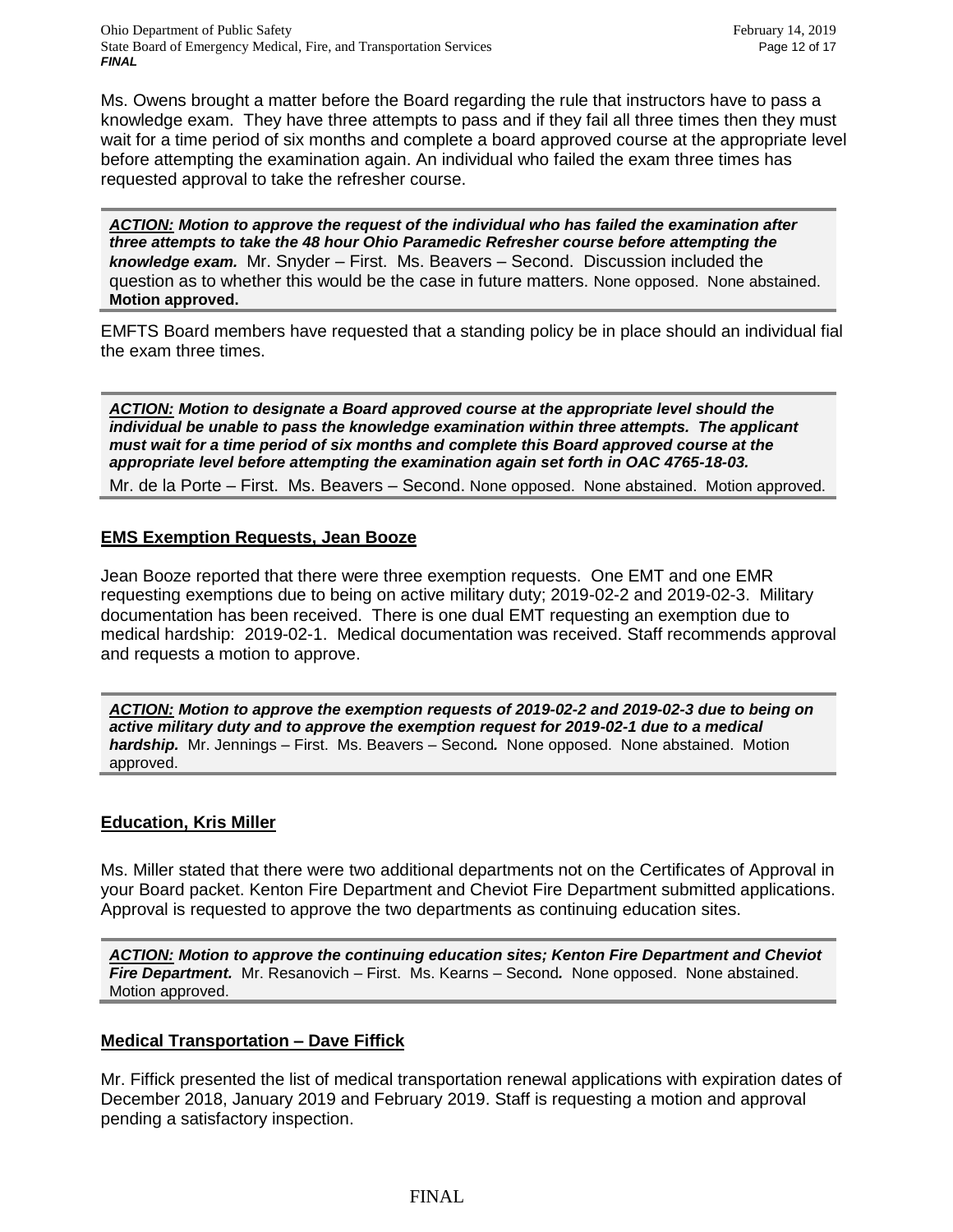Ms. Owens brought a matter before the Board regarding the rule that instructors have to pass a knowledge exam. They have three attempts to pass and if they fail all three times then they must wait for a time period of six months and complete a board approved course at the appropriate level before attempting the examination again. An individual who failed the exam three times has requested approval to take the refresher course.

***ACTION:* Motion to approve the request of the individual who has failed the examination after three attempts to take the 48 hour Ohio Paramedic Refresher course before attempting the knowledge exam.** Mr. Snyder – First. Ms. Beavers – Second. Discussion included the question as to whether this would be the case in future matters. None opposed. None abstained. **Motion approved.**

EMFTS Board members have requested that a standing policy be in place should an individual fial the exam three times.

***ACTION:* Motion to designate a Board approved course at the appropriate level should the individual be unable to pass the knowledge examination within three attempts. The applicant must wait for a time period of six months and complete this Board approved course at the appropriate level before attempting the examination again set forth in OAC 4765-18-03.**
Mr. de la Porte – First. Ms. Beavers – Second. None opposed. None abstained. Motion approved.

## EMS Exemption Requests, Jean Booze

Jean Booze reported that there were three exemption requests. One EMT and one EMR requesting exemptions due to being on active military duty; 2019-02-2 and 2019-02-3. Military documentation has been received. There is one dual EMT requesting an exemption due to medical hardship: 2019-02-1. Medical documentation was received. Staff recommends approval and requests a motion to approve.

***ACTION:* Motion to approve the exemption requests of 2019-02-2 and 2019-02-3 due to being on active military duty and to approve the exemption request for 2019-02-1 due to a medical hardship.** Mr. Jennings – First. Ms. Beavers – Second. None opposed. None abstained. Motion approved.

## Education, Kris Miller

Ms. Miller stated that there were two additional departments not on the Certificates of Approval in your Board packet. Kenton Fire Department and Cheviot Fire Department submitted applications. Approval is requested to approve the two departments as continuing education sites.

***ACTION:* Motion to approve the continuing education sites; Kenton Fire Department and Cheviot Fire Department.** Mr. Resanovich – First. Ms. Kearns – Second. None opposed. None abstained. Motion approved.

## Medical Transportation – Dave Fiffick

Mr. Fiffick presented the list of medical transportation renewal applications with expiration dates of December 2018, January 2019 and February 2019. Staff is requesting a motion and approval pending a satisfactory inspection.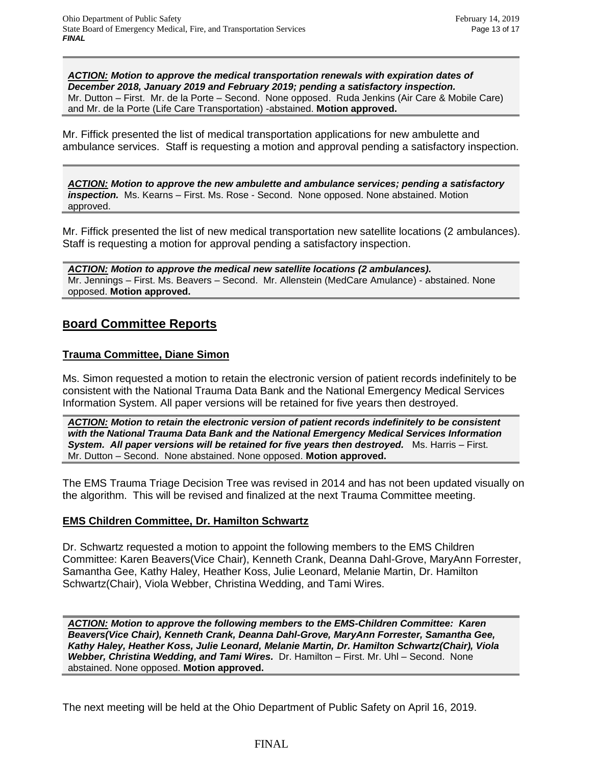***ACTION:*** ***Motion to approve the medical transportation renewals with expiration dates of December 2018, January 2019 and February 2019; pending a satisfactory inspection.*** Mr. Dutton – First. Mr. de la Porte – Second. None opposed. Ruda Jenkins (Air Care & Mobile Care) and Mr. de la Porte (Life Care Transportation) -abstained. **Motion approved.**

Mr. Fiffick presented the list of medical transportation applications for new ambulette and ambulance services. Staff is requesting a motion and approval pending a satisfactory inspection.

***ACTION:*** ***Motion to approve the new ambulette and ambulance services; pending a satisfactory inspection.*** Ms. Kearns – First. Ms. Rose - Second. None opposed. None abstained. Motion approved.

Mr. Fiffick presented the list of new medical transportation new satellite locations (2 ambulances). Staff is requesting a motion for approval pending a satisfactory inspection.

***ACTION:*** ***Motion to approve the medical new satellite locations (2 ambulances).*** Mr. Jennings – First. Ms. Beavers – Second. Mr. Allenstein (MedCare Amulance) - abstained. None opposed. **Motion approved.**

## Board Committee Reports

### Trauma Committee, Diane Simon

Ms. Simon requested a motion to retain the electronic version of patient records indefinitely to be consistent with the National Trauma Data Bank and the National Emergency Medical Services Information System. All paper versions will be retained for five years then destroyed.

***ACTION:*** ***Motion to retain the electronic version of patient records indefinitely to be consistent with the National Trauma Data Bank and the National Emergency Medical Services Information System. All paper versions will be retained for five years then destroyed.*** Ms. Harris – First. Mr. Dutton – Second. None abstained. None opposed. **Motion approved.**

The EMS Trauma Triage Decision Tree was revised in 2014 and has not been updated visually on the algorithm. This will be revised and finalized at the next Trauma Committee meeting.

### EMS Children Committee, Dr. Hamilton Schwartz

Dr. Schwartz requested a motion to appoint the following members to the EMS Children Committee: Karen Beavers(Vice Chair), Kenneth Crank, Deanna Dahl-Grove, MaryAnn Forrester, Samantha Gee, Kathy Haley, Heather Koss, Julie Leonard, Melanie Martin, Dr. Hamilton Schwartz(Chair), Viola Webber, Christina Wedding, and Tami Wires.

***ACTION:*** ***Motion to approve the following members to the EMS-Children Committee: Karen Beavers(Vice Chair), Kenneth Crank, Deanna Dahl-Grove, MaryAnn Forrester, Samantha Gee, Kathy Haley, Heather Koss, Julie Leonard, Melanie Martin, Dr. Hamilton Schwartz(Chair), Viola Webber, Christina Wedding, and Tami Wires.*** Dr. Hamilton – First. Mr. Uhl – Second. None abstained. None opposed. **Motion approved.**

The next meeting will be held at the Ohio Department of Public Safety on April 16, 2019.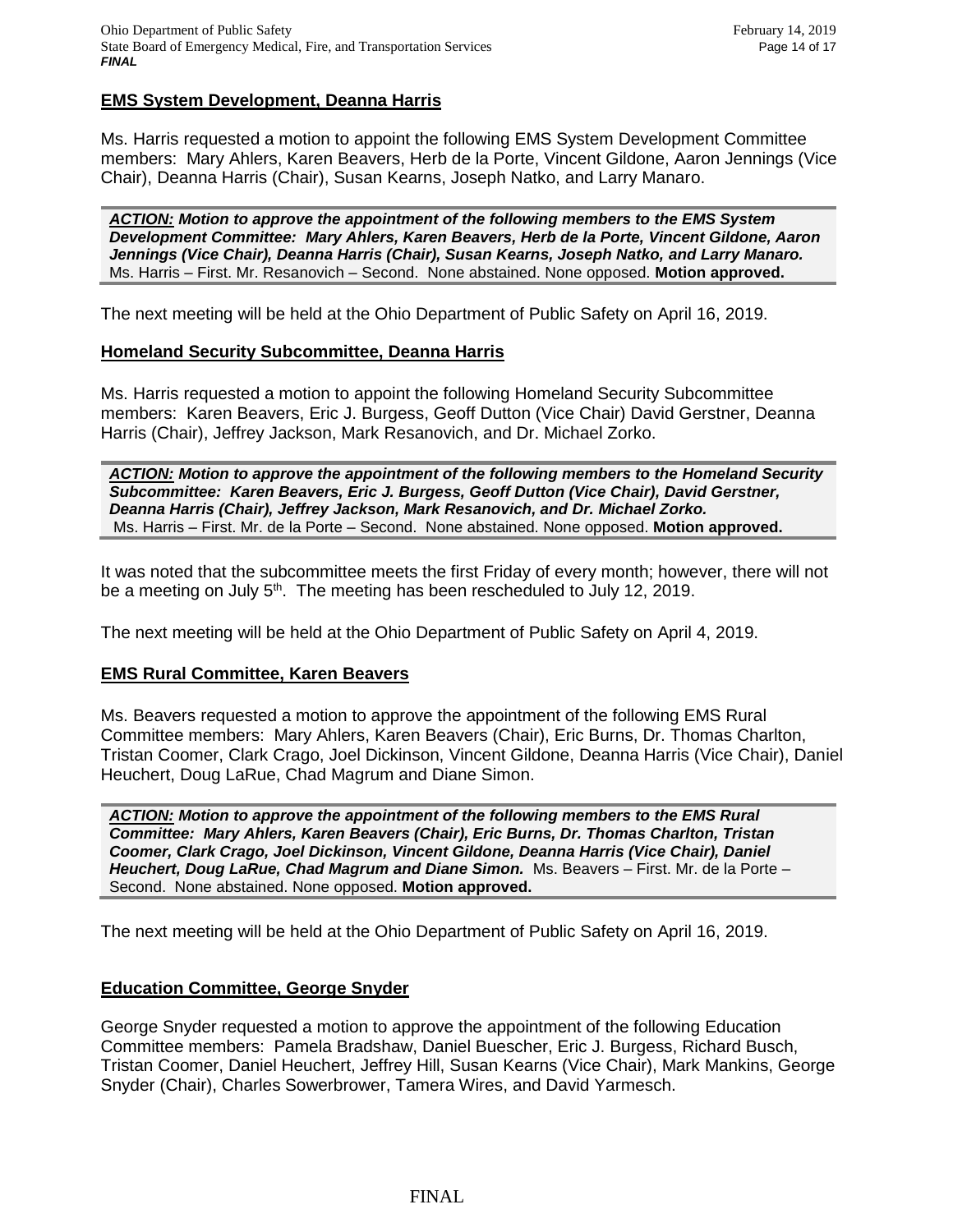### EMS System Development, Deanna Harris

Ms. Harris requested a motion to appoint the following EMS System Development Committee members: Mary Ahlers, Karen Beavers, Herb de la Porte, Vincent Gildone, Aaron Jennings (Vice Chair), Deanna Harris (Chair), Susan Kearns, Joseph Natko, and Larry Manaro.

> ***ACTION:*** ***Motion to approve the appointment of the following members to the EMS System Development Committee: Mary Ahlers, Karen Beavers, Herb de la Porte, Vincent Gildone, Aaron Jennings (Vice Chair), Deanna Harris (Chair), Susan Kearns, Joseph Natko, and Larry Manaro.*** Ms. Harris – First. Mr. Resanovich – Second. None abstained. None opposed. **Motion approved.**

The next meeting will be held at the Ohio Department of Public Safety on April 16, 2019.

### Homeland Security Subcommittee, Deanna Harris

Ms. Harris requested a motion to appoint the following Homeland Security Subcommittee members: Karen Beavers, Eric J. Burgess, Geoff Dutton (Vice Chair) David Gerstner, Deanna Harris (Chair), Jeffrey Jackson, Mark Resanovich, and Dr. Michael Zorko.

> ***ACTION:*** ***Motion to approve the appointment of the following members to the Homeland Security Subcommittee: Karen Beavers, Eric J. Burgess, Geoff Dutton (Vice Chair), David Gerstner, Deanna Harris (Chair), Jeffrey Jackson, Mark Resanovich, and Dr. Michael Zorko.*** Ms. Harris – First. Mr. de la Porte – Second. None abstained. None opposed. **Motion approved.**

It was noted that the subcommittee meets the first Friday of every month; however, there will not be a meeting on July 5th. The meeting has been rescheduled to July 12, 2019.

The next meeting will be held at the Ohio Department of Public Safety on April 4, 2019.

### EMS Rural Committee, Karen Beavers

Ms. Beavers requested a motion to approve the appointment of the following EMS Rural Committee members: Mary Ahlers, Karen Beavers (Chair), Eric Burns, Dr. Thomas Charlton, Tristan Coomer, Clark Crago, Joel Dickinson, Vincent Gildone, Deanna Harris (Vice Chair), Daniel Heuchert, Doug LaRue, Chad Magrum and Diane Simon.

> ***ACTION:*** ***Motion to approve the appointment of the following members to the EMS Rural Committee: Mary Ahlers, Karen Beavers (Chair), Eric Burns, Dr. Thomas Charlton, Tristan Coomer, Clark Crago, Joel Dickinson, Vincent Gildone, Deanna Harris (Vice Chair), Daniel Heuchert, Doug LaRue, Chad Magrum and Diane Simon.*** Ms. Beavers – First. Mr. de la Porte – Second. None abstained. None opposed. **Motion approved.**

The next meeting will be held at the Ohio Department of Public Safety on April 16, 2019.

### Education Committee, George Snyder

George Snyder requested a motion to approve the appointment of the following Education Committee members: Pamela Bradshaw, Daniel Buescher, Eric J. Burgess, Richard Busch, Tristan Coomer, Daniel Heuchert, Jeffrey Hill, Susan Kearns (Vice Chair), Mark Mankins, George Snyder (Chair), Charles Sowerbrower, Tamera Wires, and David Yarmesch.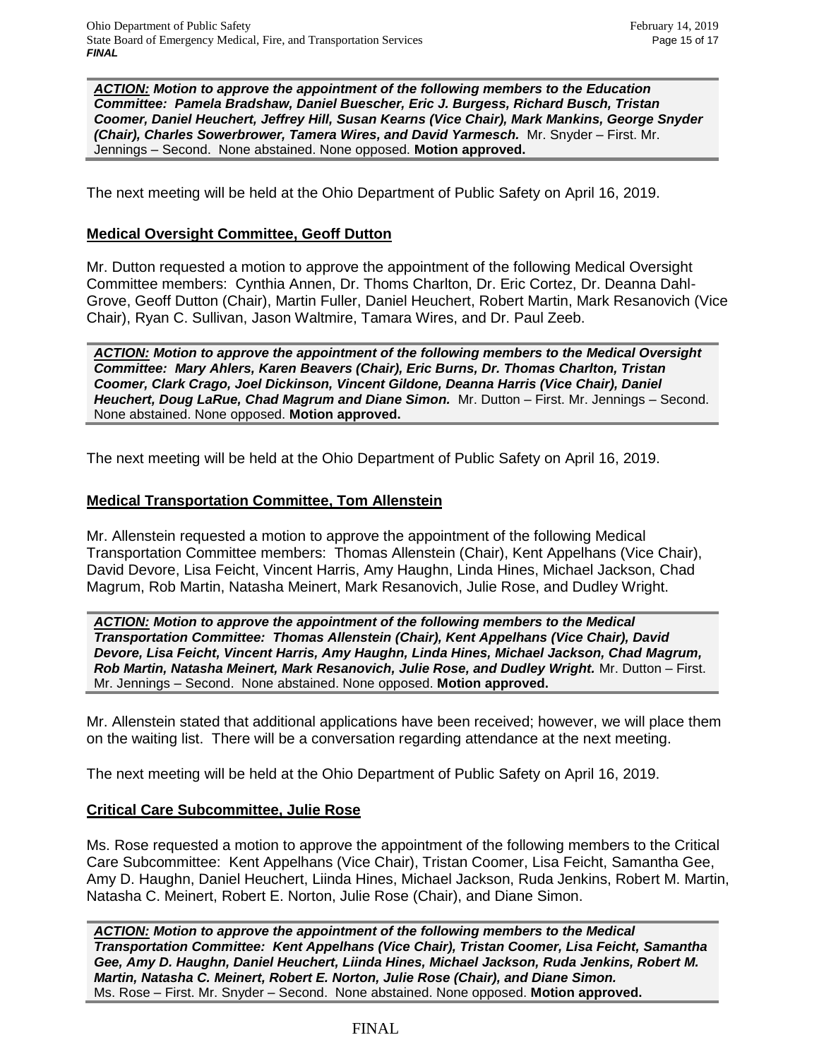***ACTION:*** ***Motion to approve the appointment of the following members to the Education Committee: Pamela Bradshaw, Daniel Buescher, Eric J. Burgess, Richard Busch, Tristan Coomer, Daniel Heuchert, Jeffrey Hill, Susan Kearns (Vice Chair), Mark Mankins, George Snyder (Chair), Charles Sowerbrower, Tamera Wires, and David Yarmesch.*** Mr. Snyder – First. Mr. Jennings – Second. None abstained. None opposed. **Motion approved.**

The next meeting will be held at the Ohio Department of Public Safety on April 16, 2019.

**Medical Oversight Committee, Geoff Dutton**

Mr. Dutton requested a motion to approve the appointment of the following Medical Oversight Committee members: Cynthia Annen, Dr. Thoms Charlton, Dr. Eric Cortez, Dr. Deanna Dahl-Grove, Geoff Dutton (Chair), Martin Fuller, Daniel Heuchert, Robert Martin, Mark Resanovich (Vice Chair), Ryan C. Sullivan, Jason Waltmire, Tamara Wires, and Dr. Paul Zeeb.

***ACTION:*** ***Motion to approve the appointment of the following members to the Medical Oversight Committee: Mary Ahlers, Karen Beavers (Chair), Eric Burns, Dr. Thomas Charlton, Tristan Coomer, Clark Crago, Joel Dickinson, Vincent Gildone, Deanna Harris (Vice Chair), Daniel Heuchert, Doug LaRue, Chad Magrum and Diane Simon.*** Mr. Dutton – First. Mr. Jennings – Second. None abstained. None opposed. **Motion approved.**

The next meeting will be held at the Ohio Department of Public Safety on April 16, 2019.

**Medical Transportation Committee, Tom Allenstein**

Mr. Allenstein requested a motion to approve the appointment of the following Medical Transportation Committee members: Thomas Allenstein (Chair), Kent Appelhans (Vice Chair), David Devore, Lisa Feicht, Vincent Harris, Amy Haughn, Linda Hines, Michael Jackson, Chad Magrum, Rob Martin, Natasha Meinert, Mark Resanovich, Julie Rose, and Dudley Wright.

***ACTION:*** ***Motion to approve the appointment of the following members to the Medical Transportation Committee: Thomas Allenstein (Chair), Kent Appelhans (Vice Chair), David Devore, Lisa Feicht, Vincent Harris, Amy Haughn, Linda Hines, Michael Jackson, Chad Magrum, Rob Martin, Natasha Meinert, Mark Resanovich, Julie Rose, and Dudley Wright.*** Mr. Dutton – First. Mr. Jennings – Second. None abstained. None opposed. **Motion approved.**

Mr. Allenstein stated that additional applications have been received; however, we will place them on the waiting list. There will be a conversation regarding attendance at the next meeting.

The next meeting will be held at the Ohio Department of Public Safety on April 16, 2019.

**Critical Care Subcommittee, Julie Rose**

Ms. Rose requested a motion to approve the appointment of the following members to the Critical Care Subcommittee: Kent Appelhans (Vice Chair), Tristan Coomer, Lisa Feicht, Samantha Gee, Amy D. Haughn, Daniel Heuchert, Liinda Hines, Michael Jackson, Ruda Jenkins, Robert M. Martin, Natasha C. Meinert, Robert E. Norton, Julie Rose (Chair), and Diane Simon.

***ACTION:*** ***Motion to approve the appointment of the following members to the Medical Transportation Committee: Kent Appelhans (Vice Chair), Tristan Coomer, Lisa Feicht, Samantha Gee, Amy D. Haughn, Daniel Heuchert, Liinda Hines, Michael Jackson, Ruda Jenkins, Robert M. Martin, Natasha C. Meinert, Robert E. Norton, Julie Rose (Chair), and Diane Simon.*** Ms. Rose – First. Mr. Snyder – Second. None abstained. None opposed. **Motion approved.**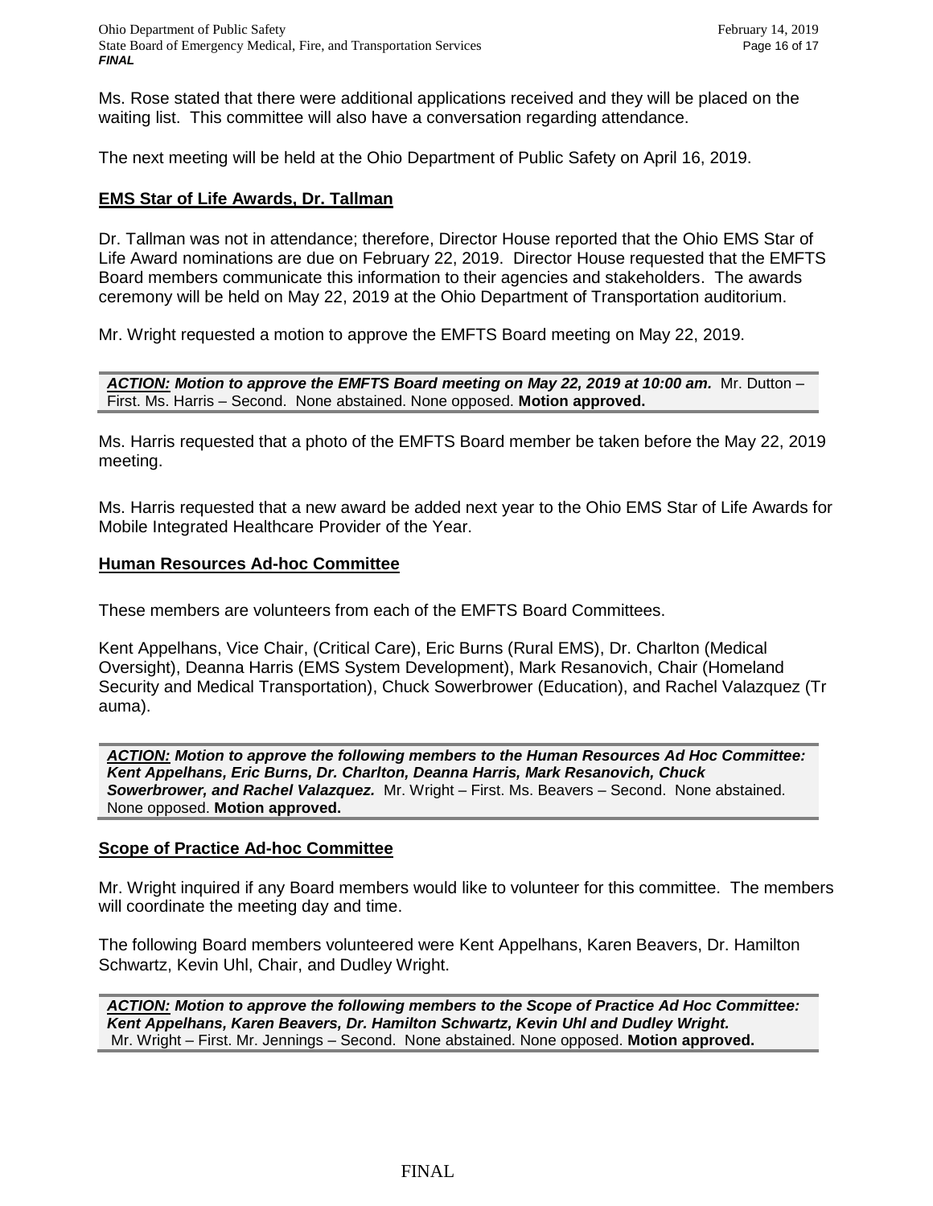Ms. Rose stated that there were additional applications received and they will be placed on the waiting list. This committee will also have a conversation regarding attendance.

The next meeting will be held at the Ohio Department of Public Safety on April 16, 2019.

## EMS Star of Life Awards, Dr. Tallman

Dr. Tallman was not in attendance; therefore, Director House reported that the Ohio EMS Star of Life Award nominations are due on February 22, 2019. Director House requested that the EMFTS Board members communicate this information to their agencies and stakeholders. The awards ceremony will be held on May 22, 2019 at the Ohio Department of Transportation auditorium.

Mr. Wright requested a motion to approve the EMFTS Board meeting on May 22, 2019.

***ACTION:* Motion to approve the EMFTS Board meeting on May 22, 2019 at 10:00 am.** Mr. Dutton – First. Ms. Harris – Second. None abstained. None opposed. **Motion approved.**

Ms. Harris requested that a photo of the EMFTS Board member be taken before the May 22, 2019 meeting.

Ms. Harris requested that a new award be added next year to the Ohio EMS Star of Life Awards for Mobile Integrated Healthcare Provider of the Year.

## Human Resources Ad-hoc Committee

These members are volunteers from each of the EMFTS Board Committees.

Kent Appelhans, Vice Chair, (Critical Care), Eric Burns (Rural EMS), Dr. Charlton (Medical Oversight), Deanna Harris (EMS System Development), Mark Resanovich, Chair (Homeland Security and Medical Transportation), Chuck Sowerbrower (Education), and Rachel Valazquez (Trauma).

***ACTION:* Motion to approve the following members to the Human Resources Ad Hoc Committee: Kent Appelhans, Eric Burns, Dr. Charlton, Deanna Harris, Mark Resanovich, Chuck Sowerbrower, and Rachel Valazquez.** Mr. Wright – First. Ms. Beavers – Second. None abstained. None opposed. **Motion approved.**

## Scope of Practice Ad-hoc Committee

Mr. Wright inquired if any Board members would like to volunteer for this committee. The members will coordinate the meeting day and time.

The following Board members volunteered were Kent Appelhans, Karen Beavers, Dr. Hamilton Schwartz, Kevin Uhl, Chair, and Dudley Wright.

***ACTION:* Motion to approve the following members to the Scope of Practice Ad Hoc Committee: Kent Appelhans, Karen Beavers, Dr. Hamilton Schwartz, Kevin Uhl and Dudley Wright.** Mr. Wright – First. Mr. Jennings – Second. None abstained. None opposed. **Motion approved.**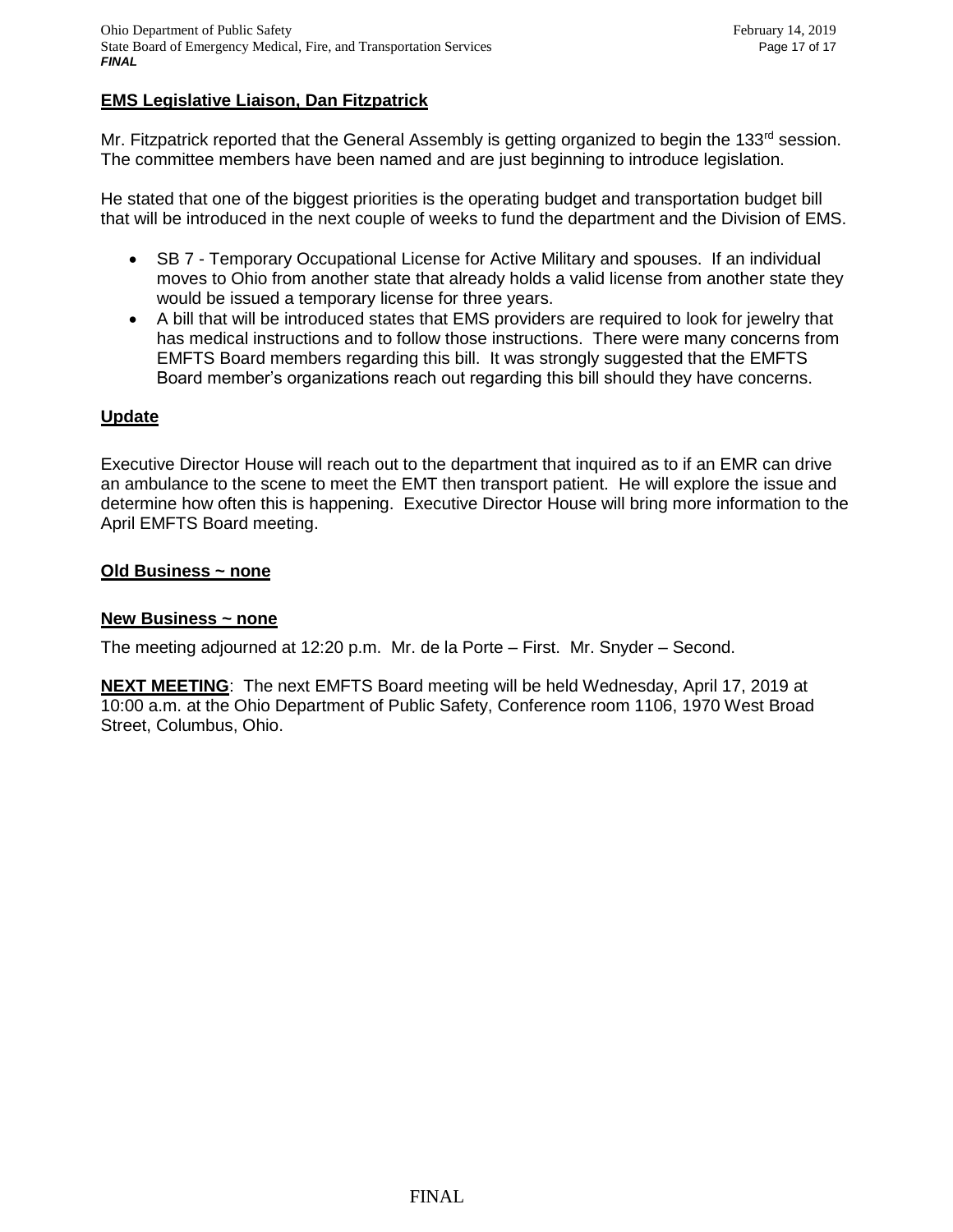**EMS Legislative Liaison, Dan Fitzpatrick**

Mr. Fitzpatrick reported that the General Assembly is getting organized to begin the 133rd session. The committee members have been named and are just beginning to introduce legislation.

He stated that one of the biggest priorities is the operating budget and transportation budget bill that will be introduced in the next couple of weeks to fund the department and the Division of EMS.

- SB 7 - Temporary Occupational License for Active Military and spouses. If an individual moves to Ohio from another state that already holds a valid license from another state they would be issued a temporary license for three years.
- A bill that will be introduced states that EMS providers are required to look for jewelry that has medical instructions and to follow those instructions. There were many concerns from EMFTS Board members regarding this bill. It was strongly suggested that the EMFTS Board member's organizations reach out regarding this bill should they have concerns.

**Update**

Executive Director House will reach out to the department that inquired as to if an EMR can drive an ambulance to the scene to meet the EMT then transport patient. He will explore the issue and determine how often this is happening. Executive Director House will bring more information to the April EMFTS Board meeting.

**Old Business ~ none**

**New Business ~ none**

The meeting adjourned at 12:20 p.m. Mr. de la Porte – First. Mr. Snyder – Second.

**NEXT MEETING**: The next EMFTS Board meeting will be held Wednesday, April 17, 2019 at 10:00 a.m. at the Ohio Department of Public Safety, Conference room 1106, 1970 West Broad Street, Columbus, Ohio.